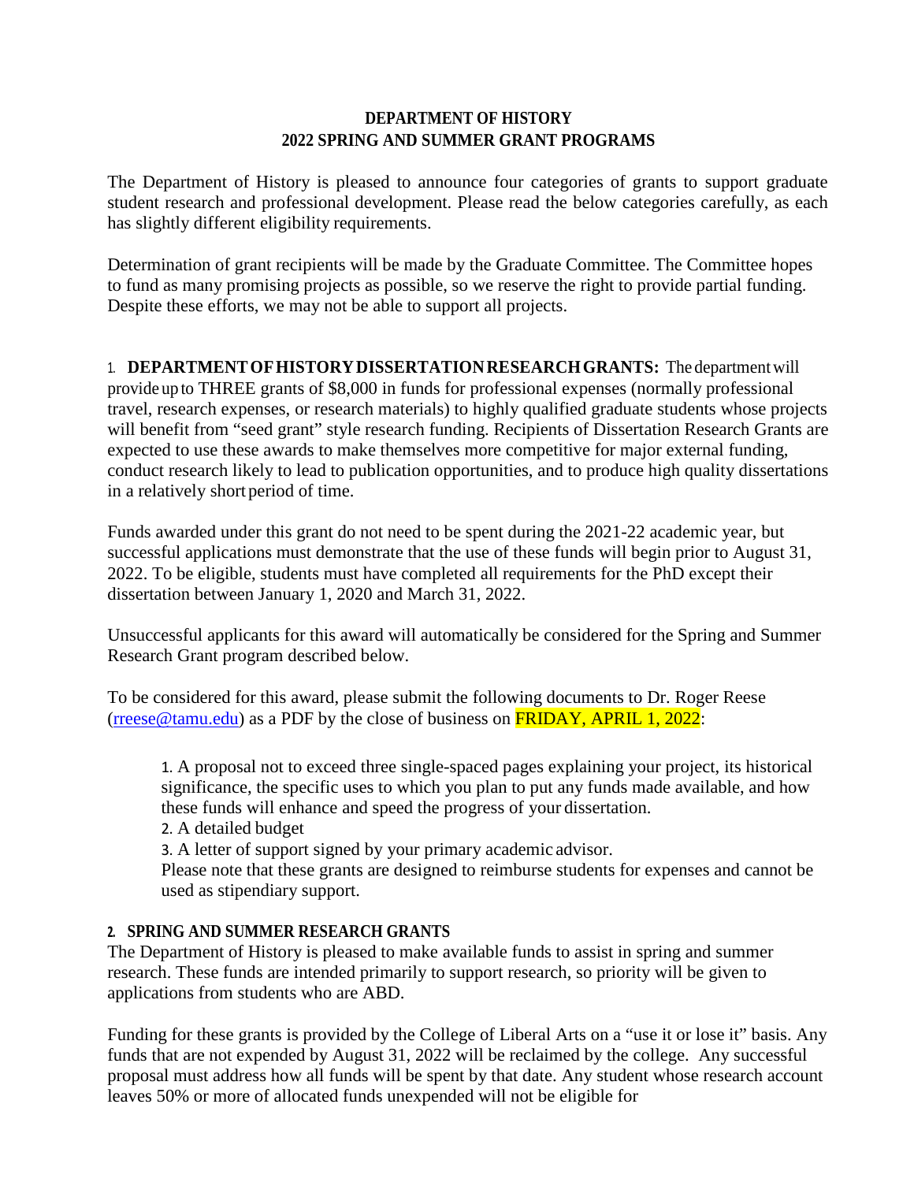**DEPARTMENT OF HISTORY**
**2022 SPRING AND SUMMER GRANT PROGRAMS**

The Department of History is pleased to announce four categories of grants to support graduate student research and professional development. Please read the below categories carefully, as each has slightly different eligibility requirements.

Determination of grant recipients will be made by the Graduate Committee. The Committee hopes to fund as many promising projects as possible, so we reserve the right to provide partial funding. Despite these efforts, we may not be able to support all projects.

1. **DEPARTMENT OF HISTORY DISSERTATION RESEARCH GRANTS:** The department will provide up to THREE grants of $8,000 in funds for professional expenses (normally professional travel, research expenses, or research materials) to highly qualified graduate students whose projects will benefit from "seed grant" style research funding. Recipients of Dissertation Research Grants are expected to use these awards to make themselves more competitive for major external funding, conduct research likely to lead to publication opportunities, and to produce high quality dissertations in a relatively short period of time.

Funds awarded under this grant do not need to be spent during the 2021-22 academic year, but successful applications must demonstrate that the use of these funds will begin prior to August 31, 2022. To be eligible, students must have completed all requirements for the PhD except their dissertation between January 1, 2020 and March 31, 2022.

Unsuccessful applicants for this award will automatically be considered for the Spring and Summer Research Grant program described below.

To be considered for this award, please submit the following documents to Dr. Roger Reese (rreese@tamu.edu) as a PDF by the close of business on FRIDAY, APRIL 1, 2022:

> 1. A proposal not to exceed three single-spaced pages explaining your project, its historical significance, the specific uses to which you plan to put any funds made available, and how these funds will enhance and speed the progress of your dissertation.
> 2. A detailed budget
> 3. A letter of support signed by your primary academic advisor.
>
> Please note that these grants are designed to reimburse students for expenses and cannot be used as stipendiary support.

**2. SPRING AND SUMMER RESEARCH GRANTS**

The Department of History is pleased to make available funds to assist in spring and summer research. These funds are intended primarily to support research, so priority will be given to applications from students who are ABD.

Funding for these grants is provided by the College of Liberal Arts on a "use it or lose it" basis. Any funds that are not expended by August 31, 2022 will be reclaimed by the college. Any successful proposal must address how all funds will be spent by that date. Any student whose research account leaves 50% or more of allocated funds unexpended will not be eligible for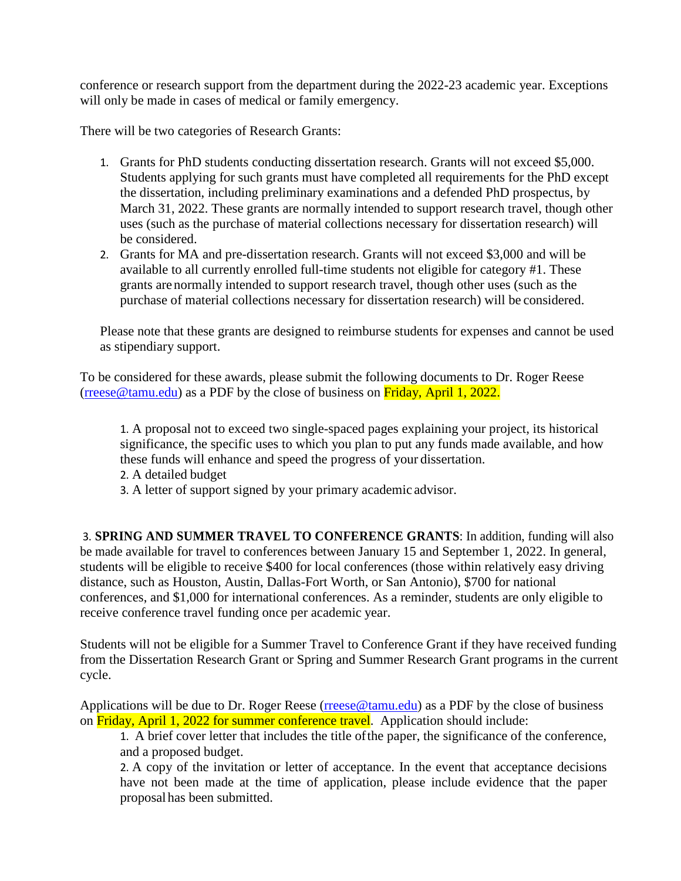conference or research support from the department during the 2022-23 academic year. Exceptions will only be made in cases of medical or family emergency.

There will be two categories of Research Grants:

1. Grants for PhD students conducting dissertation research. Grants will not exceed $5,000. Students applying for such grants must have completed all requirements for the PhD except the dissertation, including preliminary examinations and a defended PhD prospectus, by March 31, 2022. These grants are normally intended to support research travel, though other uses (such as the purchase of material collections necessary for dissertation research) will be considered.
2. Grants for MA and pre-dissertation research. Grants will not exceed $3,000 and will be available to all currently enrolled full-time students not eligible for category #1. These grants are normally intended to support research travel, though other uses (such as the purchase of material collections necessary for dissertation research) will be considered.

Please note that these grants are designed to reimburse students for expenses and cannot be used as stipendiary support.

To be considered for these awards, please submit the following documents to Dr. Roger Reese (rreese@tamu.edu) as a PDF by the close of business on Friday, April 1, 2022.

1. A proposal not to exceed two single-spaced pages explaining your project, its historical significance, the specific uses to which you plan to put any funds made available, and how these funds will enhance and speed the progress of your dissertation.
2. A detailed budget
3. A letter of support signed by your primary academic advisor.

3. **SPRING AND SUMMER TRAVEL TO CONFERENCE GRANTS**: In addition, funding will also be made available for travel to conferences between January 15 and September 1, 2022. In general, students will be eligible to receive $400 for local conferences (those within relatively easy driving distance, such as Houston, Austin, Dallas-Fort Worth, or San Antonio), $700 for national conferences, and $1,000 for international conferences. As a reminder, students are only eligible to receive conference travel funding once per academic year.

Students will not be eligible for a Summer Travel to Conference Grant if they have received funding from the Dissertation Research Grant or Spring and Summer Research Grant programs in the current cycle.

Applications will be due to Dr. Roger Reese (rreese@tamu.edu) as a PDF by the close of business on Friday, April 1, 2022 for summer conference travel. Application should include:

1. A brief cover letter that includes the title of the paper, the significance of the conference, and a proposed budget.
2. A copy of the invitation or letter of acceptance. In the event that acceptance decisions have not been made at the time of application, please include evidence that the paper proposal has been submitted.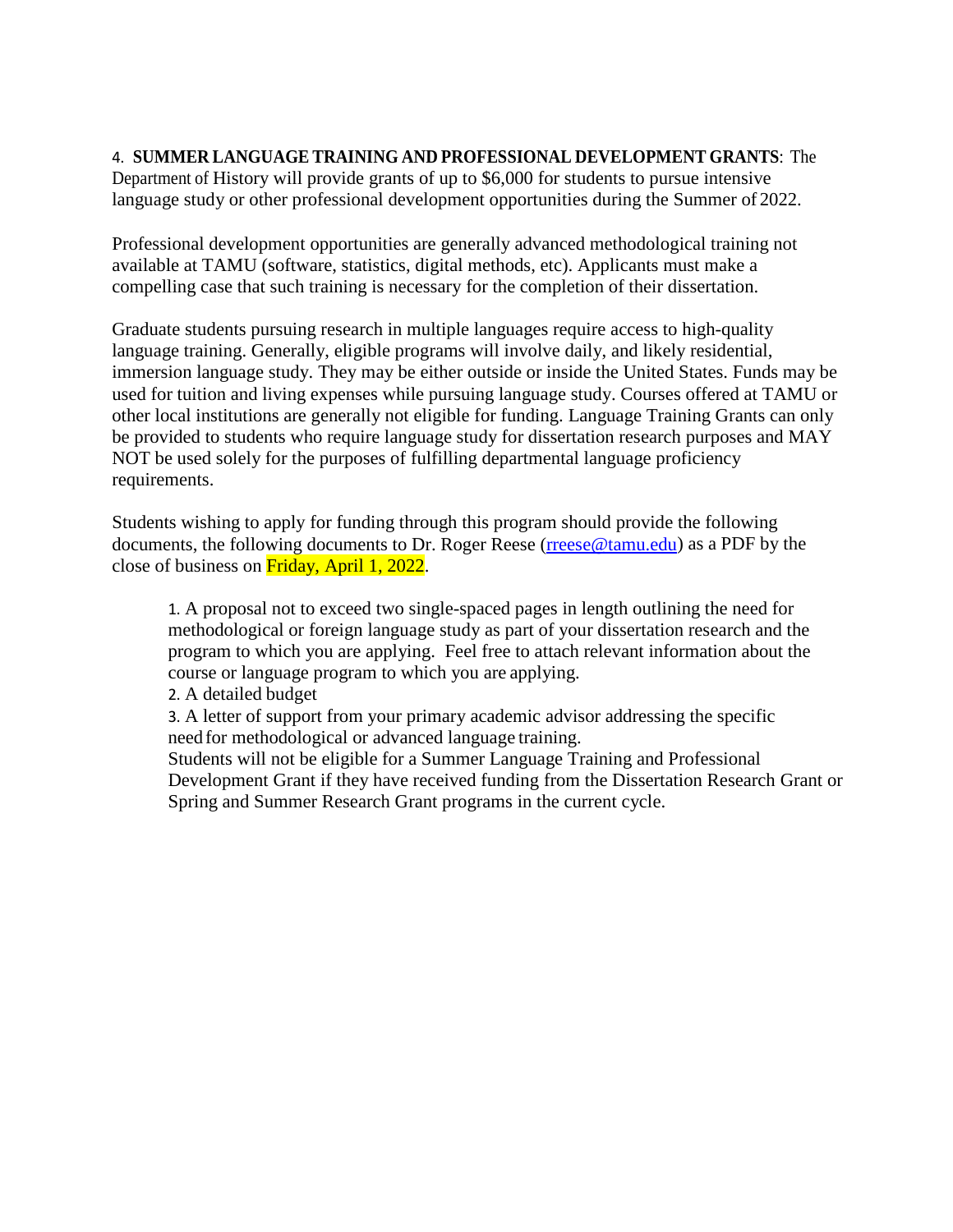4. **SUMMER LANGUAGE TRAINING AND PROFESSIONAL DEVELOPMENT GRANTS**: The Department of History will provide grants of up to $6,000 for students to pursue intensive language study or other professional development opportunities during the Summer of 2022.

Professional development opportunities are generally advanced methodological training not available at TAMU (software, statistics, digital methods, etc). Applicants must make a compelling case that such training is necessary for the completion of their dissertation.

Graduate students pursuing research in multiple languages require access to high-quality language training. Generally, eligible programs will involve daily, and likely residential, immersion language study. They may be either outside or inside the United States. Funds may be used for tuition and living expenses while pursuing language study. Courses offered at TAMU or other local institutions are generally not eligible for funding. Language Training Grants can only be provided to students who require language study for dissertation research purposes and MAY NOT be used solely for the purposes of fulfilling departmental language proficiency requirements.

Students wishing to apply for funding through this program should provide the following documents, the following documents to Dr. Roger Reese (rreese@tamu.edu) as a PDF by the close of business on Friday, April 1, 2022.

1. A proposal not to exceed two single-spaced pages in length outlining the need for methodological or foreign language study as part of your dissertation research and the program to which you are applying. Feel free to attach relevant information about the course or language program to which you are applying.
2. A detailed budget
3. A letter of support from your primary academic advisor addressing the specific need for methodological or advanced language training.

Students will not be eligible for a Summer Language Training and Professional Development Grant if they have received funding from the Dissertation Research Grant or Spring and Summer Research Grant programs in the current cycle.